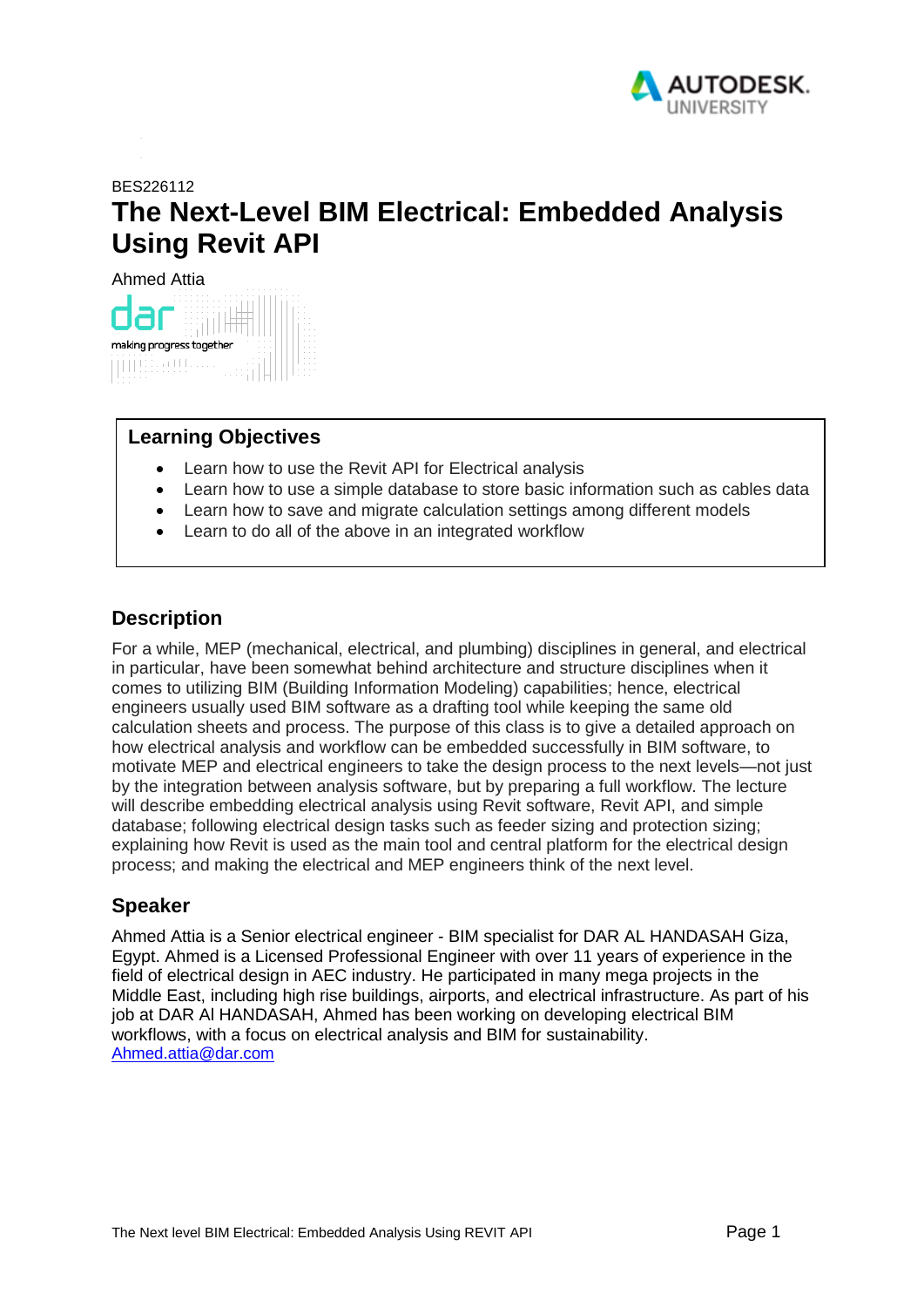BES226112

# The Next-Level BIM Electrical: Embedded Analysis Using Revit API

Ahmed Attia

## Learning Objectives

- Learn how to use the Revit API for Electrical analysis
- Learn how to use a simple database to store basic information such as cables data
- Learn how to save and migrate calculation settings among different models
- Learn to do all of the above in an integrated workflow

## Description

For a while, MEP (mechanical, electrical, and plumbing) disciplines in general, and electrical in particular, have been somewhat behind architecture and structure disciplines when it comes to utilizing BIM (Building Information Modeling) capabilities; hence, electrical engineers usually used BIM software as a drafting tool while keeping the same old calculation sheets and process. The purpose of this class is to give a detailed approach on how electrical analysis and workflow can be embedded successfully in BIM software, to motivate MEP and electrical engineers to take the design process to the next levels—not just by the integration between analysis software, but by preparing a full workflow. The lecture will describe embedding electrical analysis using Revit software, Revit API, and simple database; following electrical design tasks such as feeder sizing and protection sizing; explaining how Revit is used as the main tool and central platform for the electrical design process; and making the electrical and MEP engineers think of the next level.

## Speaker

Ahmed Attia is a Senior electrical engineer - BIM specialist for DAR AL HANDASAH Giza, Egypt. Ahmed is a Licensed Professional Engineer with over 11 years of experience in the field of electrical design in AEC industry. He participated in many mega projects in the Middle East, including high rise buildings, airports, and electrical infrastructure. As part of his job at DAR Al HANDASAH, Ahmed has been working on developing electrical BIM workflows, with a focus on electrical analysis and BIM for sustainability.
Ahmed.attia@dar.com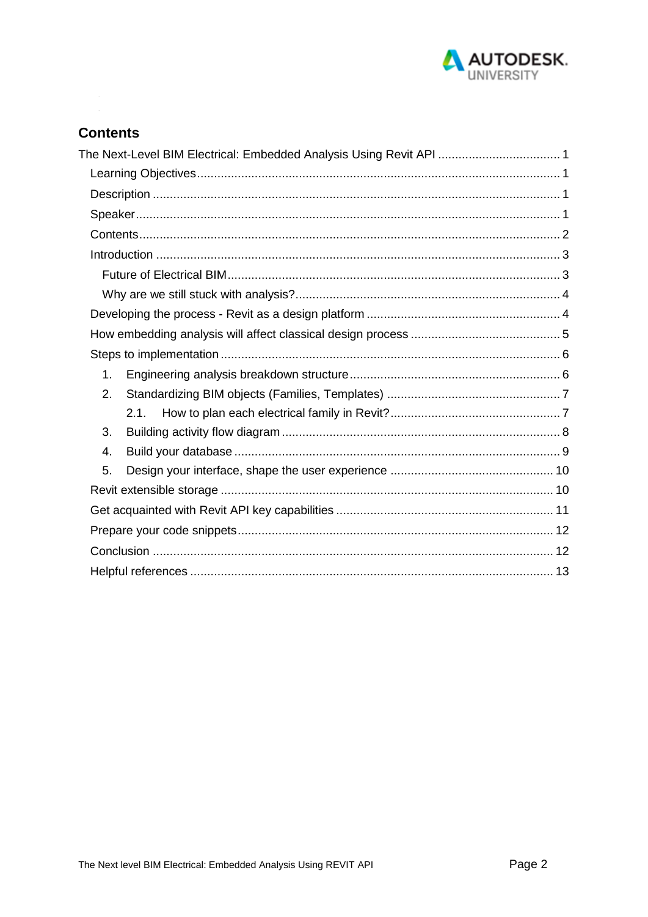## Contents

- The Next-Level BIM Electrical: Embedded Analysis Using Revit API ..... 1
  - Learning Objectives ..... 1
  - Description ..... 1
  - Speaker ..... 1
  - Contents ..... 2
  - Introduction ..... 3
    - Future of Electrical BIM ..... 3
    - Why are we still stuck with analysis? ..... 4
  - Developing the process - Revit as a design platform ..... 4
  - How embedding analysis will affect classical design process ..... 5
  - Steps to implementation ..... 6
    1. Engineering analysis breakdown structure ..... 6
    2. Standardizing BIM objects (Families, Templates) ..... 7
       - 2.1. How to plan each electrical family in Revit? ..... 7
    3. Building activity flow diagram ..... 8
    4. Build your database ..... 9
    5. Design your interface, shape the user experience ..... 10
  - Revit extensible storage ..... 10
  - Get acquainted with Revit API key capabilities ..... 11
  - Prepare your code snippets ..... 12
  - Conclusion ..... 12
  - Helpful references ..... 13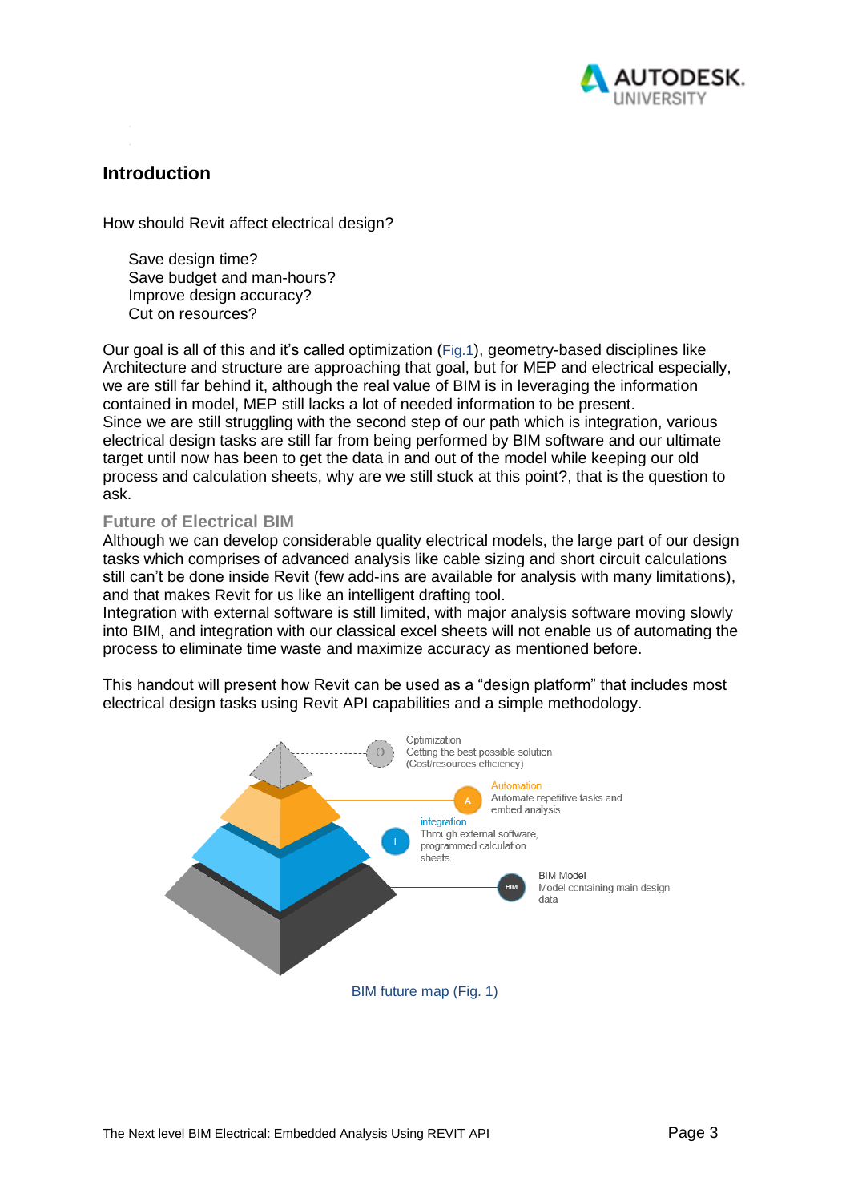## Introduction

How should Revit affect electrical design?

Save design time?
Save budget and man-hours?
Improve design accuracy?
Cut on resources?

Our goal is all of this and it's called optimization (Fig.1), geometry-based disciplines like Architecture and structure are approaching that goal, but for MEP and electrical especially, we are still far behind it, although the real value of BIM is in leveraging the information contained in model, MEP still lacks a lot of needed information to be present.
Since we are still struggling with the second step of our path which is integration, various electrical design tasks are still far from being performed by BIM software and our ultimate target until now has been to get the data in and out of the model while keeping our old process and calculation sheets, why are we still stuck at this point?, that is the question to ask.

### Future of Electrical BIM

Although we can develop considerable quality electrical models, the large part of our design tasks which comprises of advanced analysis like cable sizing and short circuit calculations still can't be done inside Revit (few add-ins are available for analysis with many limitations), and that makes Revit for us like an intelligent drafting tool.
Integration with external software is still limited, with major analysis software moving slowly into BIM, and integration with our classical excel sheets will not enable us of automating the process to eliminate time waste and maximize accuracy as mentioned before.

This handout will present how Revit can be used as a "design platform" that includes most electrical design tasks using Revit API capabilities and a simple methodology.

Optimization
Getting the best possible solution
(Cost/resources efficiency)

Automation
Automate repetitive tasks and embed analysis

integration
Through external software, programmed calculation sheets.

BIM Model
Model containing main design data

BIM future map (Fig. 1)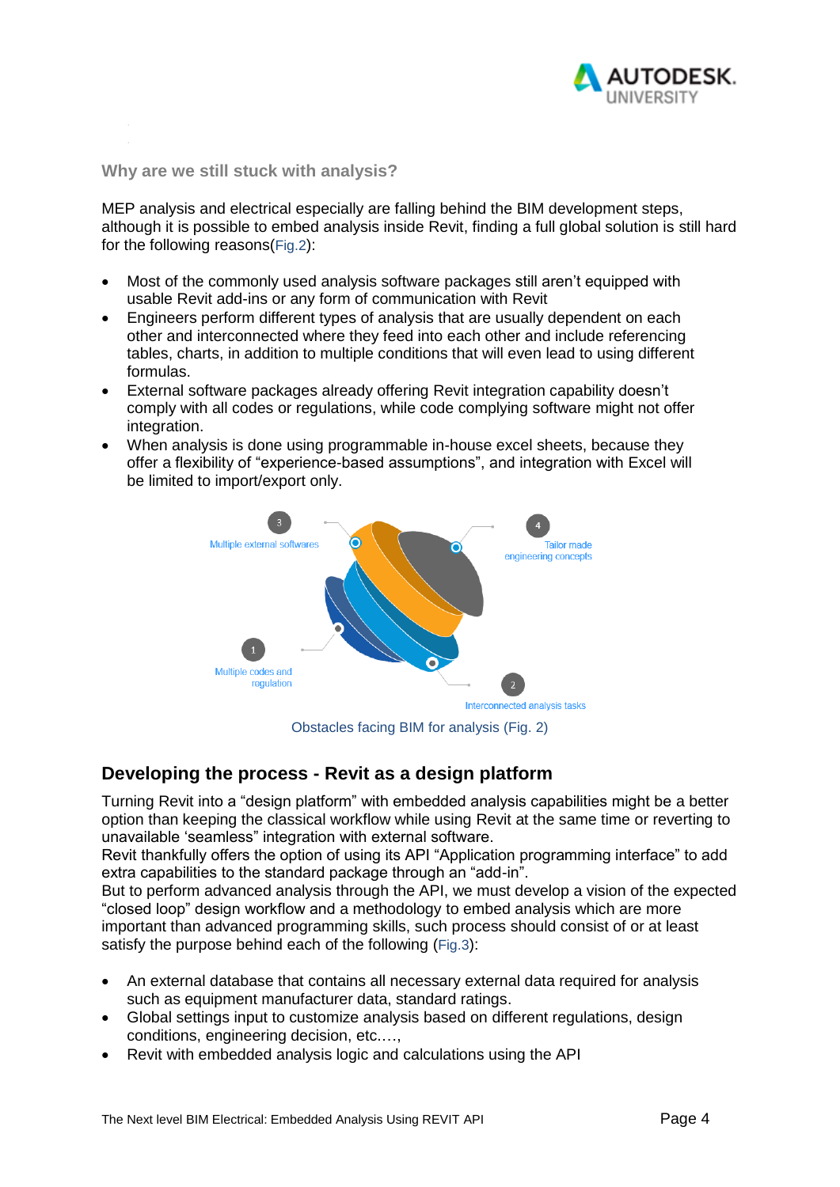### Why are we still stuck with analysis?

MEP analysis and electrical especially are falling behind the BIM development steps, although it is possible to embed analysis inside Revit, finding a full global solution is still hard for the following reasons(Fig.2):

- Most of the commonly used analysis software packages still aren't equipped with usable Revit add-ins or any form of communication with Revit
- Engineers perform different types of analysis that are usually dependent on each other and interconnected where they feed into each other and include referencing tables, charts, in addition to multiple conditions that will even lead to using different formulas.
- External software packages already offering Revit integration capability doesn't comply with all codes or regulations, while code complying software might not offer integration.
- When analysis is done using programmable in-house excel sheets, because they offer a flexibility of "experience-based assumptions", and integration with Excel will be limited to import/export only.

3 Multiple external softwares

4 Tailor made engineering concepts

1 Multiple codes and regulation

2 Interconnected analysis tasks

Obstacles facing BIM for analysis (Fig. 2)

## Developing the process - Revit as a design platform

Turning Revit into a "design platform" with embedded analysis capabilities might be a better option than keeping the classical workflow while using Revit at the same time or reverting to unavailable 'seamless" integration with external software.
Revit thankfully offers the option of using its API "Application programming interface" to add extra capabilities to the standard package through an "add-in".
But to perform advanced analysis through the API, we must develop a vision of the expected "closed loop" design workflow and a methodology to embed analysis which are more important than advanced programming skills, such process should consist of or at least satisfy the purpose behind each of the following (Fig.3):

- An external database that contains all necessary external data required for analysis such as equipment manufacturer data, standard ratings.
- Global settings input to customize analysis based on different regulations, design conditions, engineering decision, etc….,
- Revit with embedded analysis logic and calculations using the API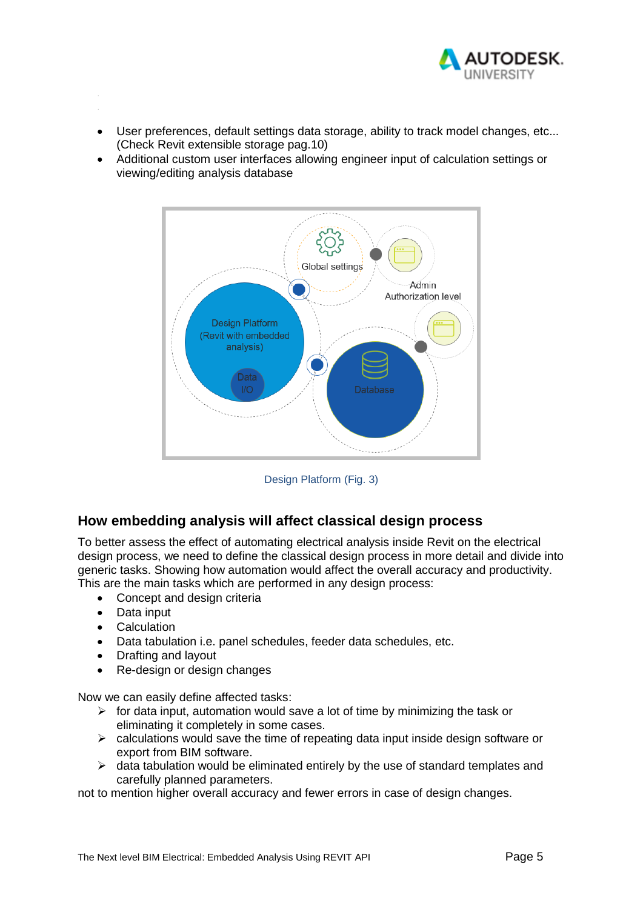- User preferences, default settings data storage, ability to track model changes, etc... (Check Revit extensible storage pag.10)
- Additional custom user interfaces allowing engineer input of calculation settings or viewing/editing analysis database

Design Platform (Fig. 3)

## How embedding analysis will affect classical design process

To better assess the effect of automating electrical analysis inside Revit on the electrical design process, we need to define the classical design process in more detail and divide into generic tasks. Showing how automation would affect the overall accuracy and productivity. This are the main tasks which are performed in any design process:

- Concept and design criteria
- Data input
- Calculation
- Data tabulation i.e. panel schedules, feeder data schedules, etc.
- Drafting and layout
- Re-design or design changes

Now we can easily define affected tasks:

- for data input, automation would save a lot of time by minimizing the task or eliminating it completely in some cases.
- calculations would save the time of repeating data input inside design software or export from BIM software.
- data tabulation would be eliminated entirely by the use of standard templates and carefully planned parameters.

not to mention higher overall accuracy and fewer errors in case of design changes.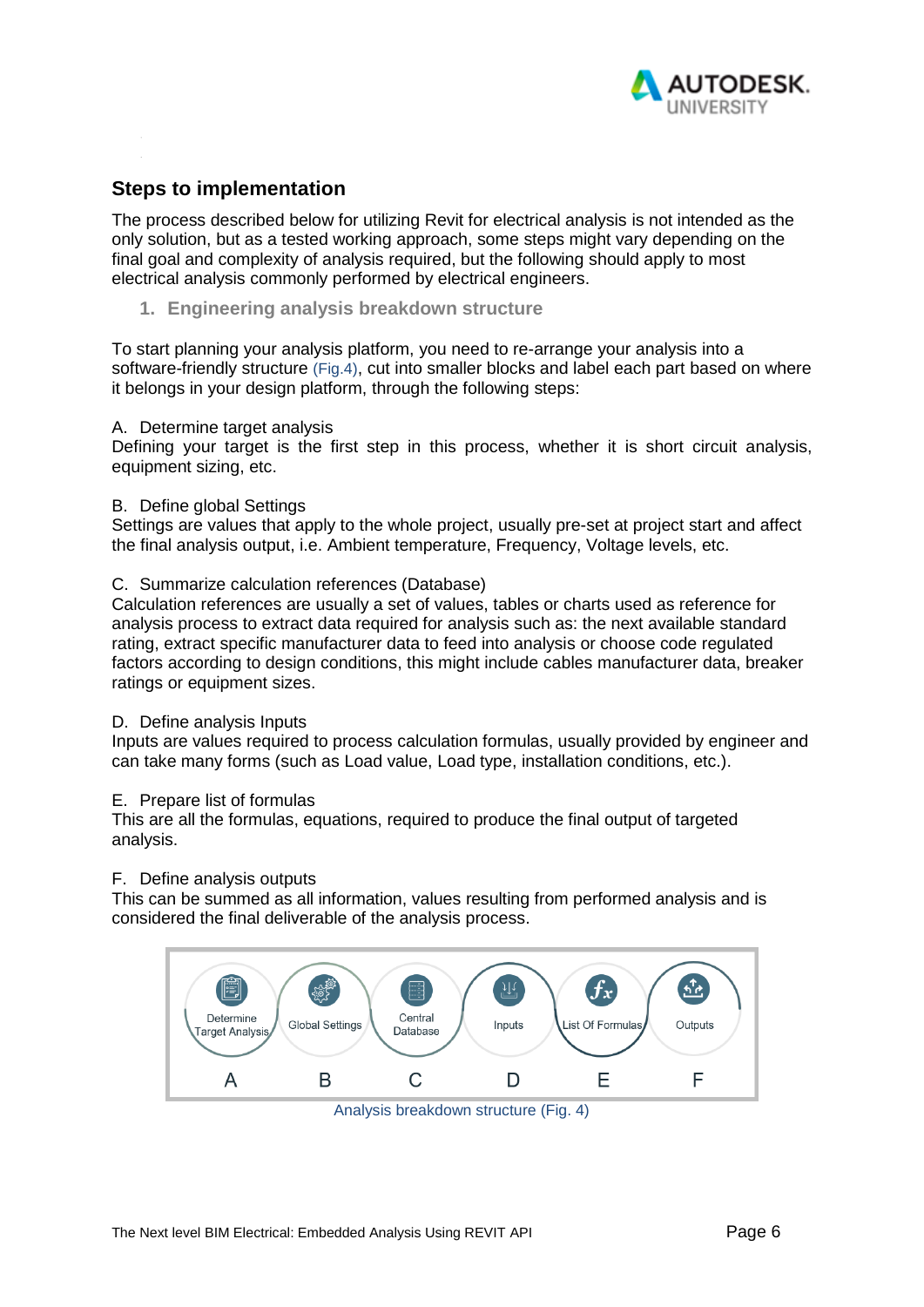## Steps to implementation

The process described below for utilizing Revit for electrical analysis is not intended as the only solution, but as a tested working approach, some steps might vary depending on the final goal and complexity of analysis required, but the following should apply to most electrical analysis commonly performed by electrical engineers.

### 1. Engineering analysis breakdown structure

To start planning your analysis platform, you need to re-arrange your analysis into a software-friendly structure (Fig.4), cut into smaller blocks and label each part based on where it belongs in your design platform, through the following steps:

A. Determine target analysis
Defining your target is the first step in this process, whether it is short circuit analysis, equipment sizing, etc.

B. Define global Settings
Settings are values that apply to the whole project, usually pre-set at project start and affect the final analysis output, i.e. Ambient temperature, Frequency, Voltage levels, etc.

C. Summarize calculation references (Database)
Calculation references are usually a set of values, tables or charts used as reference for analysis process to extract data required for analysis such as: the next available standard rating, extract specific manufacturer data to feed into analysis or choose code regulated factors according to design conditions, this might include cables manufacturer data, breaker ratings or equipment sizes.

D. Define analysis Inputs
Inputs are values required to process calculation formulas, usually provided by engineer and can take many forms (such as Load value, Load type, installation conditions, etc.).

E. Prepare list of formulas
This are all the formulas, equations, required to produce the final output of targeted analysis.

F. Define analysis outputs
This can be summed as all information, values resulting from performed analysis and is considered the final deliverable of the analysis process.

| Determine Target Analysis | Global Settings | Central Database | Inputs | List Of Formulas | Outputs |
|---|---|---|---|---|---|
| A | B | C | D | E | F |

Analysis breakdown structure (Fig. 4)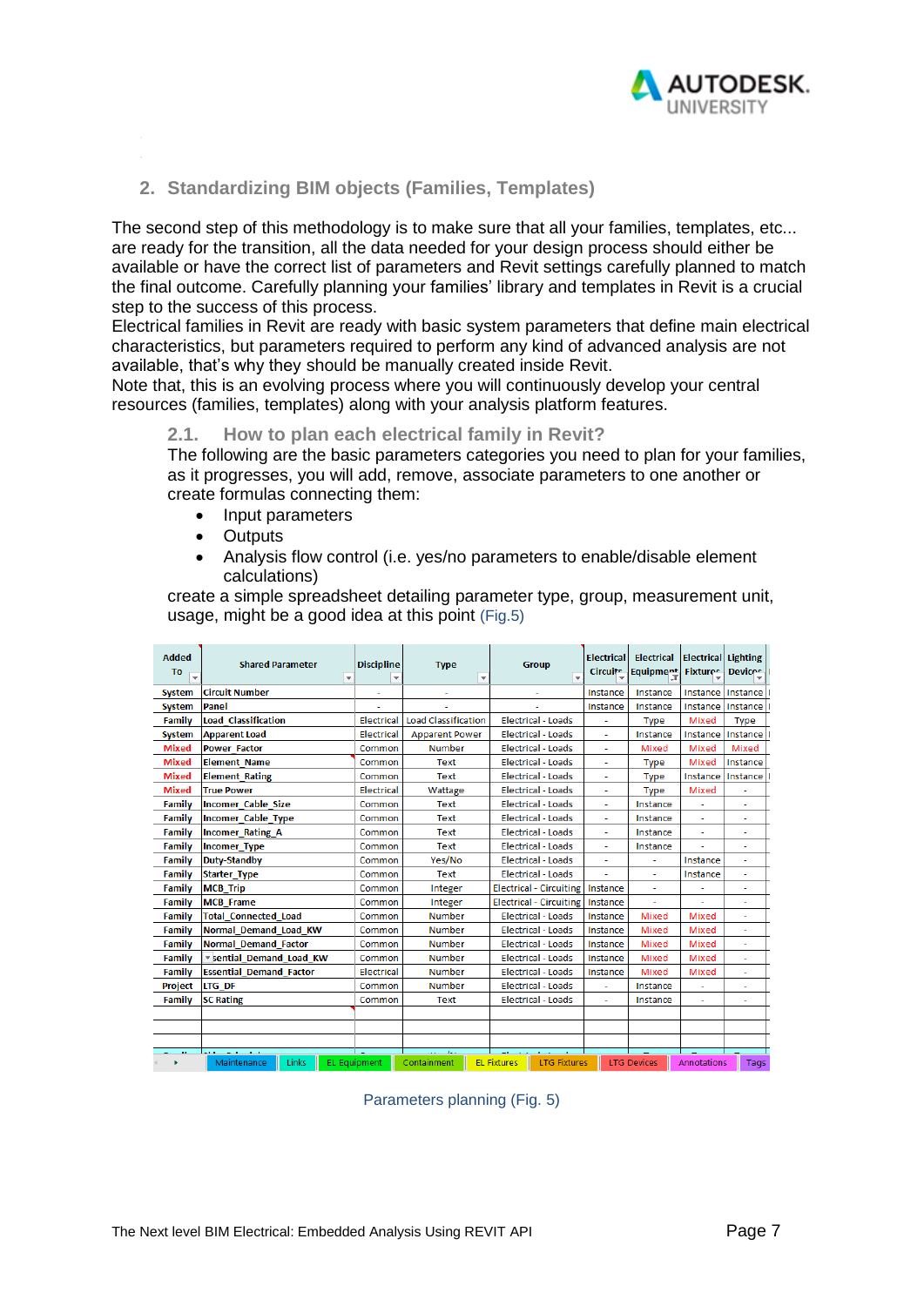## 2. Standardizing BIM objects (Families, Templates)

The second step of this methodology is to make sure that all your families, templates, etc... are ready for the transition, all the data needed for your design process should either be available or have the correct list of parameters and Revit settings carefully planned to match the final outcome. Carefully planning your families' library and templates in Revit is a crucial step to the success of this process.
Electrical families in Revit are ready with basic system parameters that define main electrical characteristics, but parameters required to perform any kind of advanced analysis are not available, that's why they should be manually created inside Revit.
Note that, this is an evolving process where you will continuously develop your central resources (families, templates) along with your analysis platform features.

### 2.1. How to plan each electrical family in Revit?

The following are the basic parameters categories you need to plan for your families, as it progresses, you will add, remove, associate parameters to one another or create formulas connecting them:

- Input parameters
- Outputs
- Analysis flow control (i.e. yes/no parameters to enable/disable element calculations)

create a simple spreadsheet detailing parameter type, group, measurement unit, usage, might be a good idea at this point (Fig.5)

| Added To | Shared Parameter | Discipline | Type | Group | Electrical Circuits | Electrical Equipment | Electrical Fixtures | Lighting Devices |
|---|---|---|---|---|---|---|---|---|
| System | Circuit Number | - | - | - | Instance | Instance | Instance | Instance |
| System | Panel | - | - | - | Instance | Instance | Instance | Instance |
| Family | Load_Classification | Electrical | Load Classification | Electrical - Loads | - | Type | Mixed | Type |
| System | Apparent Load | Electrical | Apparent Power | Electrical - Loads | - | Instance | Instance | Instance |
| Mixed | Power_Factor | Common | Number | Electrical - Loads | - | Mixed | Mixed | Mixed |
| Mixed | Element_Name | Common | Text | Electrical - Loads | - | Type | Mixed | Instance |
| Mixed | Element_Rating | Common | Text | Electrical - Loads | - | Type | Instance | Instance |
| Mixed | True Power | Electrical | Wattage | Electrical - Loads | - | Type | Mixed | - |
| Family | Incomer_Cable_Size | Common | Text | Electrical - Loads | - | Instance | - | - |
| Family | Incomer_Cable_Type | Common | Text | Electrical - Loads | - | Instance | - | - |
| Family | Incomer_Rating_A | Common | Text | Electrical - Loads | - | Instance | - | - |
| Family | Incomer_Type | Common | Text | Electrical - Loads | - | Instance | - | - |
| Family | Duty-Standby | Common | Yes/No | Electrical - Loads | - | - | Instance | - |
| Family | Starter_Type | Common | Text | Electrical - Loads | - | - | Instance | - |
| Family | MCB_Trip | Common | Integer | Electrical - Circuiting | Instance | - | - | - |
| Family | MCB_Frame | Common | Integer | Electrical - Circuiting | Instance | - | - | - |
| Family | Total_Connected_Load | Common | Number | Electrical - Loads | Instance | Mixed | Mixed | - |
| Family | Normal_Demand_Load_KW | Common | Number | Electrical - Loads | Instance | Mixed | Mixed | - |
| Family | Normal_Demand_Factor | Common | Number | Electrical - Loads | Instance | Mixed | Mixed | - |
| Family | Essential_Demand_Load_KW | Common | Number | Electrical - Loads | Instance | Mixed | Mixed | - |
| Family | Essential_Demand_Factor | Electrical | Number | Electrical - Loads | Instance | Mixed | Mixed | - |
| Project | LTG_DF | Common | Number | Electrical - Loads | - | Instance | - | - |
| Family | SC Rating | Common | Text | Electrical - Loads | - | Instance | - | - |

Maintenance | Links | EL Equipment | Containment | EL Fixtures | LTG Fixtures | LTG Devices | Annotations | Tags

Parameters planning (Fig. 5)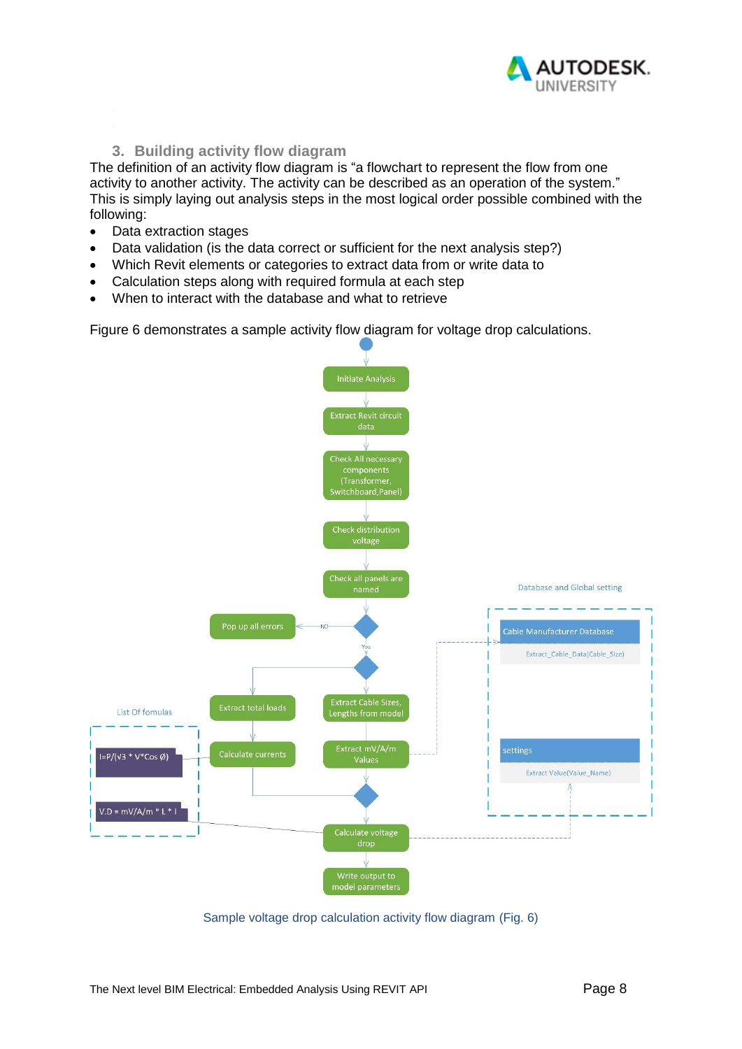### 3. Building activity flow diagram

The definition of an activity flow diagram is “a flowchart to represent the flow from one activity to another activity. The activity can be described as an operation of the system.” This is simply laying out analysis steps in the most logical order possible combined with the following:

- Data extraction stages
- Data validation (is the data correct or sufficient for the next analysis step?)
- Which Revit elements or categories to extract data from or write data to
- Calculation steps along with required formula at each step
- When to interact with the database and what to retrieve

Figure 6 demonstrates a sample activity flow diagram for voltage drop calculations.

Initiate Analysis

Extract Revit circuit data

Check All necessary components (Transformer, Switchboard,Panel)

Check distribution voltage

Check all panels are named

Pop up all errors

NO

Yes

Extract total loads

Calculate currents

Extract Cable Sizes, Lengths from model

Extract mV/A/m Values

Calculate voltage drop

Write output to model parameters

List Of fomulas

I=P/(√3 * V*Cos Ø)

V.D = mV/A/m * L * I

Database and Global setting

Cable Manufacturer Database

Extract_Cable_Data(Cable_Size)

settings

Extract Value(Value_Name)

Sample voltage drop calculation activity flow diagram (Fig. 6)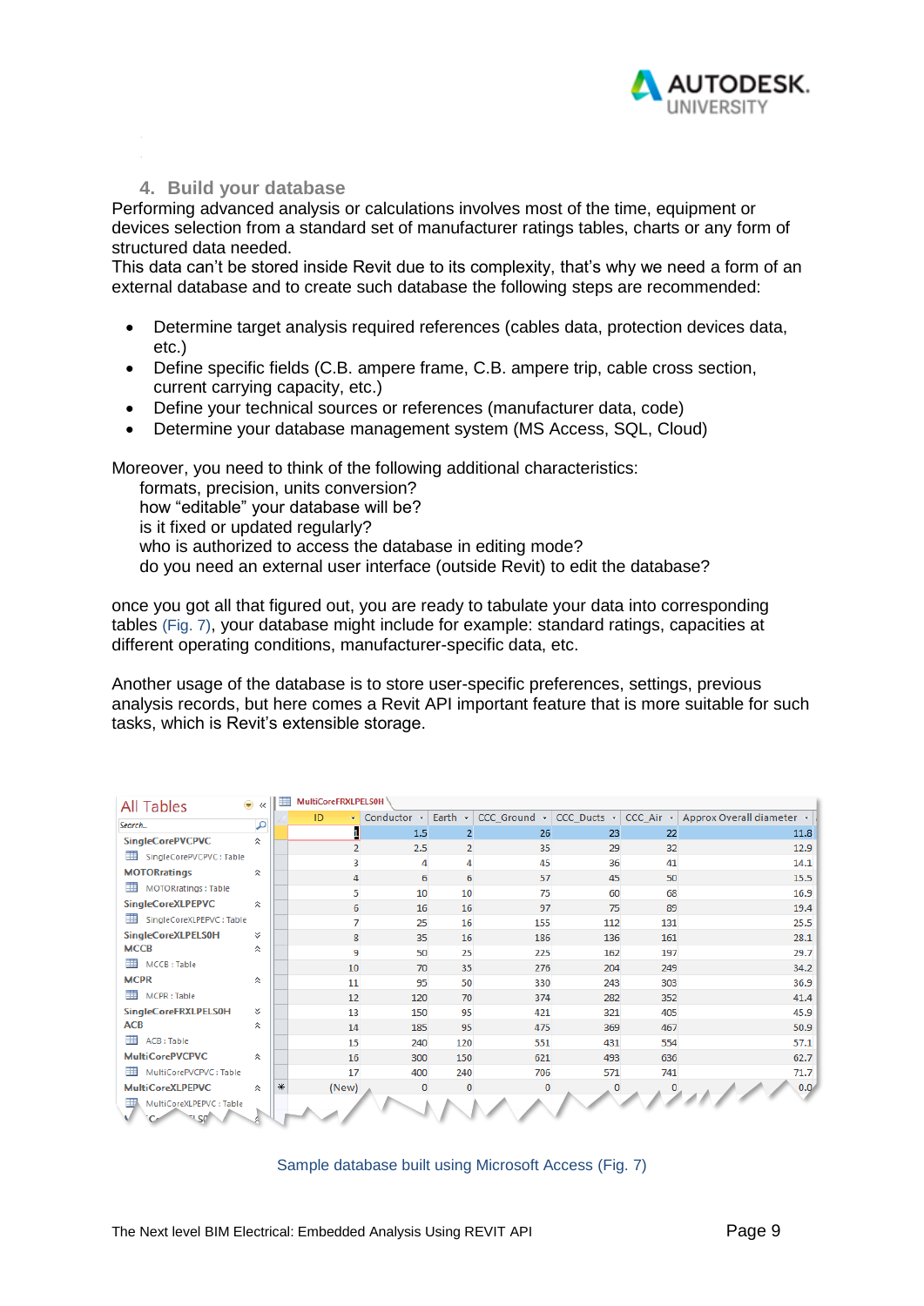## 4. Build your database

Performing advanced analysis or calculations involves most of the time, equipment or devices selection from a standard set of manufacturer ratings tables, charts or any form of structured data needed.
This data can't be stored inside Revit due to its complexity, that's why we need a form of an external database and to create such database the following steps are recommended:

- Determine target analysis required references (cables data, protection devices data, etc.)
- Define specific fields (C.B. ampere frame, C.B. ampere trip, cable cross section, current carrying capacity, etc.)
- Define your technical sources or references (manufacturer data, code)
- Determine your database management system (MS Access, SQL, Cloud)

Moreover, you need to think of the following additional characteristics:
formats, precision, units conversion?
how "editable" your database will be?
is it fixed or updated regularly?
who is authorized to access the database in editing mode?
do you need an external user interface (outside Revit) to edit the database?

once you got all that figured out, you are ready to tabulate your data into corresponding tables (Fig. 7), your database might include for example: standard ratings, capacities at different operating conditions, manufacturer-specific data, etc.

Another usage of the database is to store user-specific preferences, settings, previous analysis records, but here comes a Revit API important feature that is more suitable for such tasks, which is Revit's extensible storage.

MultiCoreFRXLPELS0H

| ID | Conductor | Earth | CCC_Ground | CCC_Ducts | CCC_Air | Approx Overall diameter |
|---|---|---|---|---|---|---|
| 1 | 1.5 | 2 | 26 | 23 | 22 | 11.8 |
| 2 | 2.5 | 2 | 35 | 29 | 32 | 12.9 |
| 3 | 4 | 4 | 45 | 36 | 41 | 14.1 |
| 4 | 6 | 6 | 57 | 45 | 50 | 15.5 |
| 5 | 10 | 10 | 75 | 60 | 68 | 16.9 |
| 6 | 16 | 16 | 97 | 75 | 89 | 19.4 |
| 7 | 25 | 16 | 155 | 112 | 131 | 25.5 |
| 8 | 35 | 16 | 186 | 136 | 161 | 28.1 |
| 9 | 50 | 25 | 225 | 162 | 197 | 29.7 |
| 10 | 70 | 35 | 276 | 204 | 249 | 34.2 |
| 11 | 95 | 50 | 330 | 243 | 303 | 36.9 |
| 12 | 120 | 70 | 374 | 282 | 352 | 41.4 |
| 13 | 150 | 95 | 421 | 321 | 405 | 45.9 |
| 14 | 185 | 95 | 475 | 369 | 467 | 50.9 |
| 15 | 240 | 120 | 551 | 431 | 554 | 57.1 |
| 16 | 300 | 150 | 621 | 493 | 636 | 62.7 |
| 17 | 400 | 240 | 706 | 571 | 741 | 71.7 |
| (New) | 0 | 0 | 0 | 0 | 0 | 0.0 |

All Tables: SingleCorePVCPVC, MOTORratings, SingleCoreXLPEPVC, SingleCoreXLPELS0H, MCCB, MCPR, SingleCoreFRXLPELS0H, ACB, MultiCorePVCPVC, MultiCoreXLPEPVC

Sample database built using Microsoft Access (Fig. 7)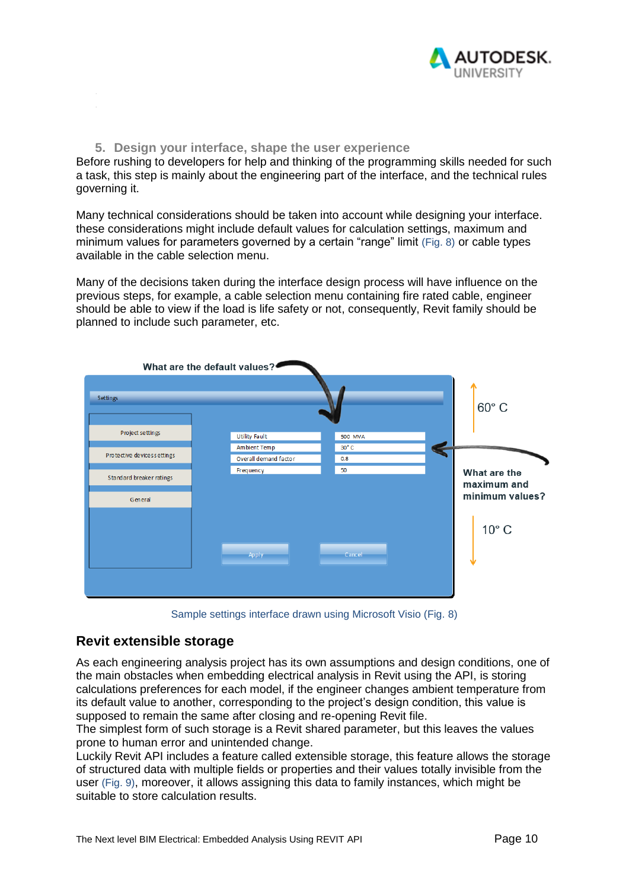## 5. Design your interface, shape the user experience

Before rushing to developers for help and thinking of the programming skills needed for such a task, this step is mainly about the engineering part of the interface, and the technical rules governing it.

Many technical considerations should be taken into account while designing your interface. these considerations might include default values for calculation settings, maximum and minimum values for parameters governed by a certain "range" limit (Fig. 8) or cable types available in the cable selection menu.

Many of the decisions taken during the interface design process will have influence on the previous steps, for example, a cable selection menu containing fire rated cable, engineer should be able to view if the load is life safety or not, consequently, Revit family should be planned to include such parameter, etc.

What are the default values?

Settings

Project settings

Protective devices settings

Standard breaker ratings

General

| Utility Fault | 500 MVA |
| --- | --- |
| Ambient Temp | 30° C |
| Overall demand factor | 0.8 |
| Frequency | 50 |

Apply

Cancel

60° C

What are the maximum and minimum values?

10° C

Sample settings interface drawn using Microsoft Visio (Fig. 8)

## Revit extensible storage

As each engineering analysis project has its own assumptions and design conditions, one of the main obstacles when embedding electrical analysis in Revit using the API, is storing calculations preferences for each model, if the engineer changes ambient temperature from its default value to another, corresponding to the project's design condition, this value is supposed to remain the same after closing and re-opening Revit file.

The simplest form of such storage is a Revit shared parameter, but this leaves the values prone to human error and unintended change.

Luckily Revit API includes a feature called extensible storage, this feature allows the storage of structured data with multiple fields or properties and their values totally invisible from the user (Fig. 9), moreover, it allows assigning this data to family instances, which might be suitable to store calculation results.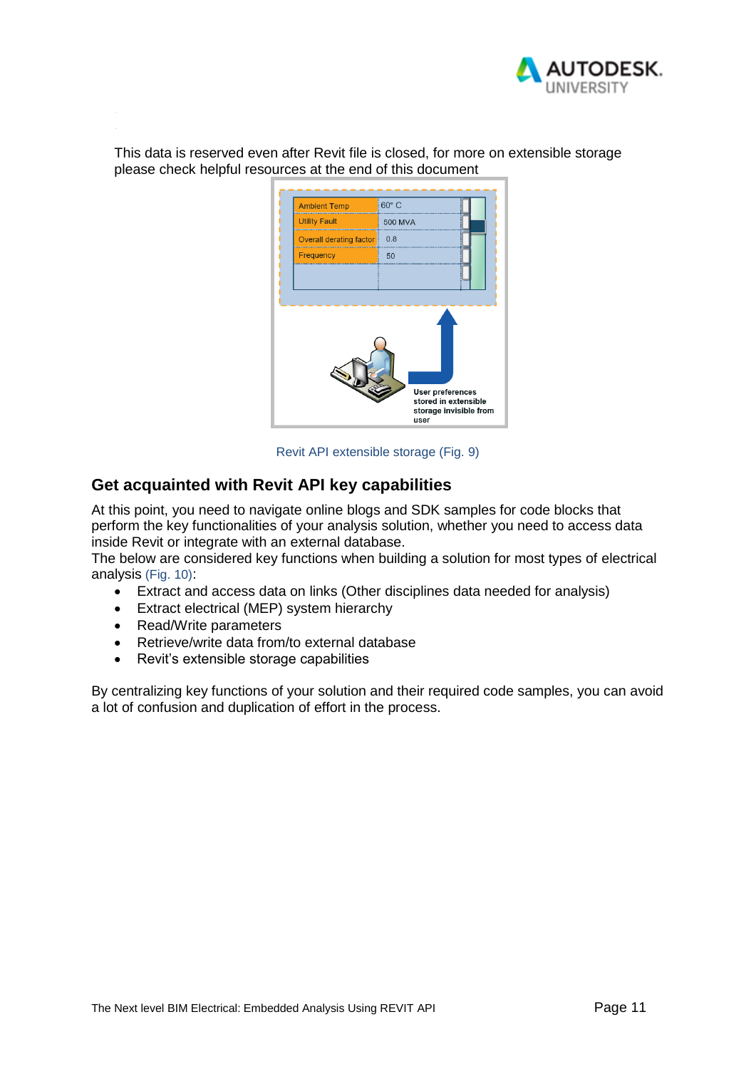This data is reserved even after Revit file is closed, for more on extensible storage please check helpful resources at the end of this document

Revit API extensible storage (Fig. 9)

## Get acquainted with Revit API key capabilities

At this point, you need to navigate online blogs and SDK samples for code blocks that perform the key functionalities of your analysis solution, whether you need to access data inside Revit or integrate with an external database.
The below are considered key functions when building a solution for most types of electrical analysis (Fig. 10):

- Extract and access data on links (Other disciplines data needed for analysis)
- Extract electrical (MEP) system hierarchy
- Read/Write parameters
- Retrieve/write data from/to external database
- Revit's extensible storage capabilities

By centralizing key functions of your solution and their required code samples, you can avoid a lot of confusion and duplication of effort in the process.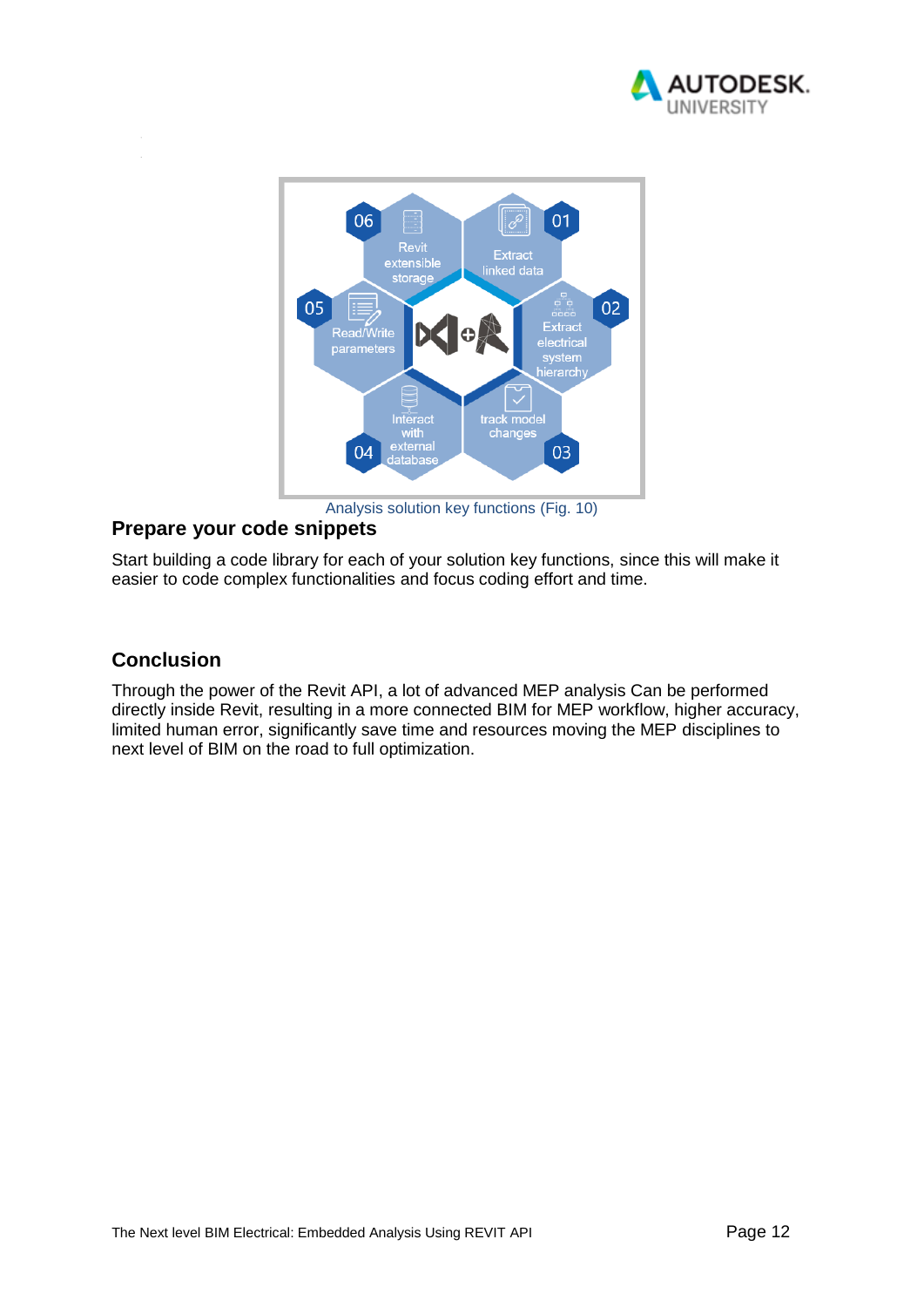Analysis solution key functions (Fig. 10)

## Prepare your code snippets

Start building a code library for each of your solution key functions, since this will make it easier to code complex functionalities and focus coding effort and time.

## Conclusion

Through the power of the Revit API, a lot of advanced MEP analysis Can be performed directly inside Revit, resulting in a more connected BIM for MEP workflow, higher accuracy, limited human error, significantly save time and resources moving the MEP disciplines to next level of BIM on the road to full optimization.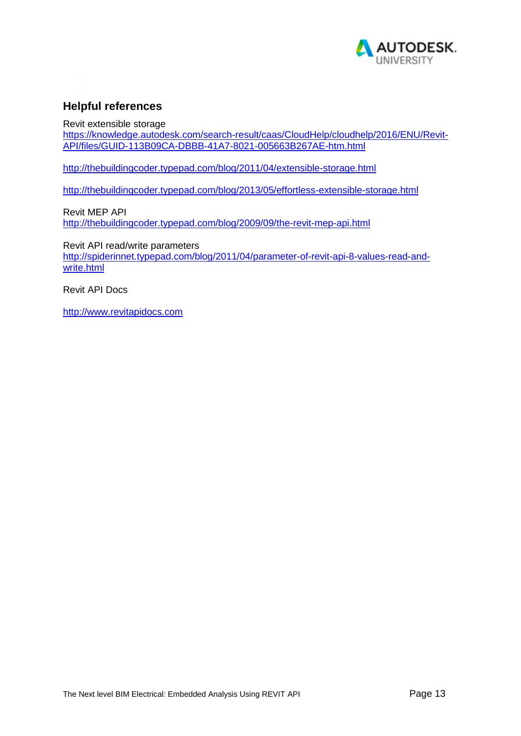## Helpful references

Revit extensible storage
[https://knowledge.autodesk.com/search-result/caas/CloudHelp/cloudhelp/2016/ENU/Revit-API/files/GUID-113B09CA-DBBB-41A7-8021-005663B267AE-htm.html](https://knowledge.autodesk.com/search-result/caas/CloudHelp/cloudhelp/2016/ENU/Revit-API/files/GUID-113B09CA-DBBB-41A7-8021-005663B267AE-htm.html)

[http://thebuildingcoder.typepad.com/blog/2011/04/extensible-storage.html](http://thebuildingcoder.typepad.com/blog/2011/04/extensible-storage.html)

[http://thebuildingcoder.typepad.com/blog/2013/05/effortless-extensible-storage.html](http://thebuildingcoder.typepad.com/blog/2013/05/effortless-extensible-storage.html)

Revit MEP API
[http://thebuildingcoder.typepad.com/blog/2009/09/the-revit-mep-api.html](http://thebuildingcoder.typepad.com/blog/2009/09/the-revit-mep-api.html)

Revit API read/write parameters
[http://spiderinnet.typepad.com/blog/2011/04/parameter-of-revit-api-8-values-read-and-write.html](http://spiderinnet.typepad.com/blog/2011/04/parameter-of-revit-api-8-values-read-and-write.html)

Revit API Docs

[http://www.revitapidocs.com](http://www.revitapidocs.com)